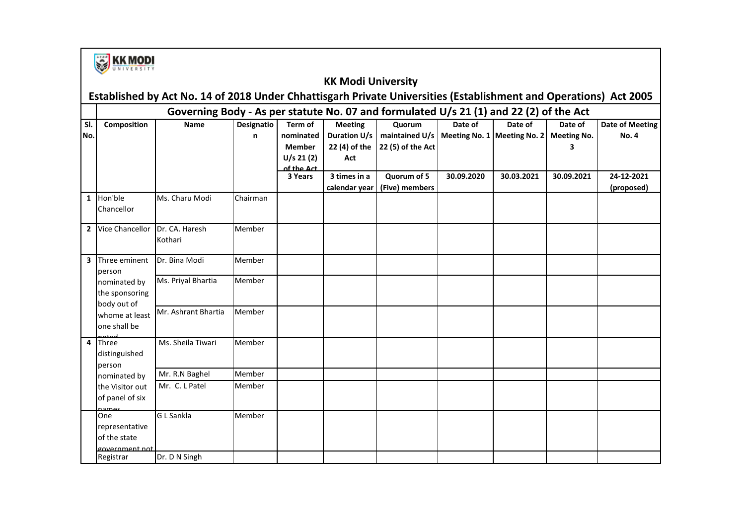# KK Modi University

## Established by Act No. 14 of 2018 Under Chhattisgarh Private Universities (Establishment and Operations) Act 2005

### Governing Body - As per statute No. 07 and formulated U/s 21 (1) and 22 (2) of the Act

| Sl. No. | Composition | Name | Designation | Term of nominated Member U/s 21 (2) of the Act | Meeting Duration U/s 22 (4) of the Act | Quorum maintained U/s 22 (5) of the Act | Date of Meeting No. 1 | Date of Meeting No. 2 | Date of Meeting No. 3 | Date of Meeting No. 4 |
|---|---|---|---|---|---|---|---|---|---|---|
| | | | | 3 Years | 3 times in a calendar year | Quorum of 5 (Five) members | 30.09.2020 | 30.03.2021 | 30.09.2021 | 24-12-2021 (proposed) |
| 1 | Hon'ble Chancellor | Ms. Charu Modi | Chairman | | | | | | | |
| 2 | Vice Chancellor | Dr. CA. Haresh Kothari | Member | | | | | | | |
| 3 | Three eminent person nominated by the sponsoring body out of whome at least one shall be noted | Dr. Bina Modi | Member | | | | | | | |
| | | Ms. Priyal Bhartia | Member | | | | | | | |
| | | Mr. Ashrant Bhartia | Member | | | | | | | |
| 4 | Three distinguished person nominated by the Visitor out of panel of six names | Ms. Sheila Tiwari | Member | | | | | | | |
| | | Mr. R.N Baghel | Member | | | | | | | |
| | | Mr. C. L Patel | Member | | | | | | | |
| | One representative of the state government not | G L Sankla | Member | | | | | | | |
| | Registrar | Dr. D N Singh | | | | | | | | |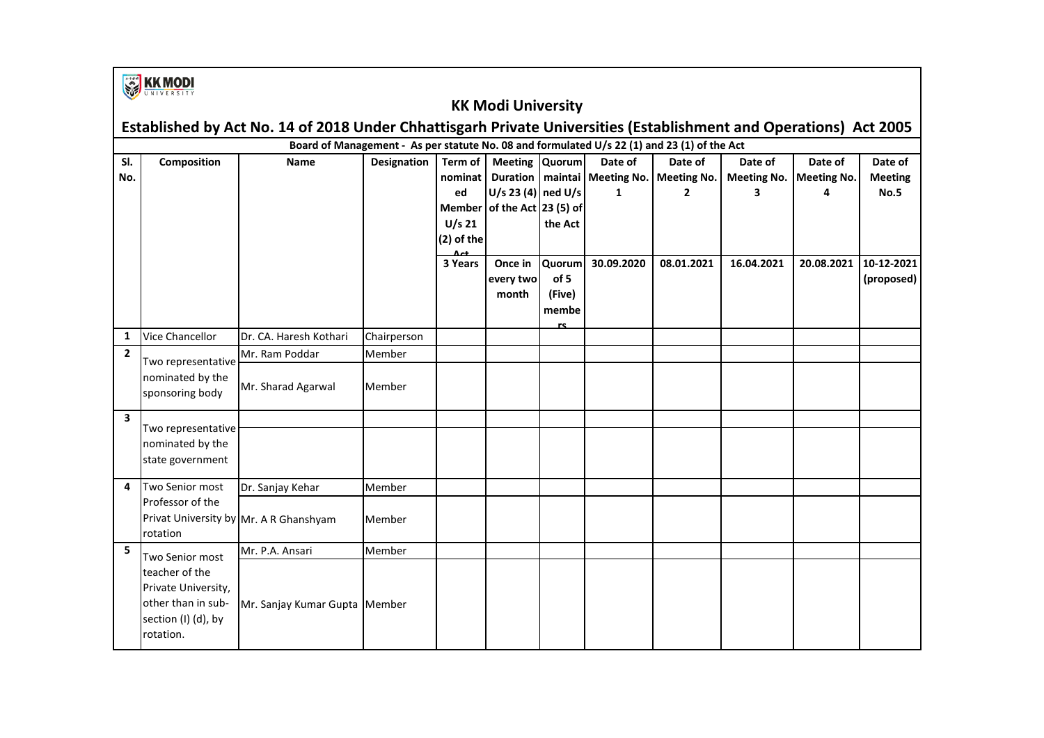KK MODI UNIVERSITY

## KK Modi University

## Established by Act No. 14 of 2018 Under Chhattisgarh Private Universities (Establishment and Operations) Act 2005

**Board of Management - As per statute No. 08 and formulated U/s 22 (1) and 23 (1) of the Act**

| Sl. No. | Composition | Name | Designation | Term of nominated Member U/s 21 (2) of the Act | Meeting Duration U/s 23 (4) of the Act | Quorum maintained U/s 23 (5) of the Act | Date of Meeting No. 1 | Date of Meeting No. 2 | Date of Meeting No. 3 | Date of Meeting No. 4 | Date of Meeting No.5 |
|---|---|---|---|---|---|---|---|---|---|---|---|
| | | | | 3 Years | Once in every two month | Quorum of 5 (Five) members | 30.09.2020 | 08.01.2021 | 16.04.2021 | 20.08.2021 | 10-12-2021 (proposed) |
| 1 | Vice Chancellor | Dr. CA. Haresh Kothari | Chairperson | | | | | | | | |
| 2 | Two representative nominated by the sponsoring body | Mr. Ram Poddar | Member | | | | | | | | |
| | | Mr. Sharad Agarwal | Member | | | | | | | | |
| 3 | Two representative nominated by the state government | | | | | | | | | | |
| | | | | | | | | | | | |
| 4 | Two Senior most Professor of the Privat University by rotation | Dr. Sanjay Kehar | Member | | | | | | | | |
| | | Mr. A R Ghanshyam | Member | | | | | | | | |
| 5 | Two Senior most teacher of the Private University, other than in sub-section (I) (d), by rotation. | Mr. P.A. Ansari | Member | | | | | | | | |
| | | Mr. Sanjay Kumar Gupta | Member | | | | | | | | |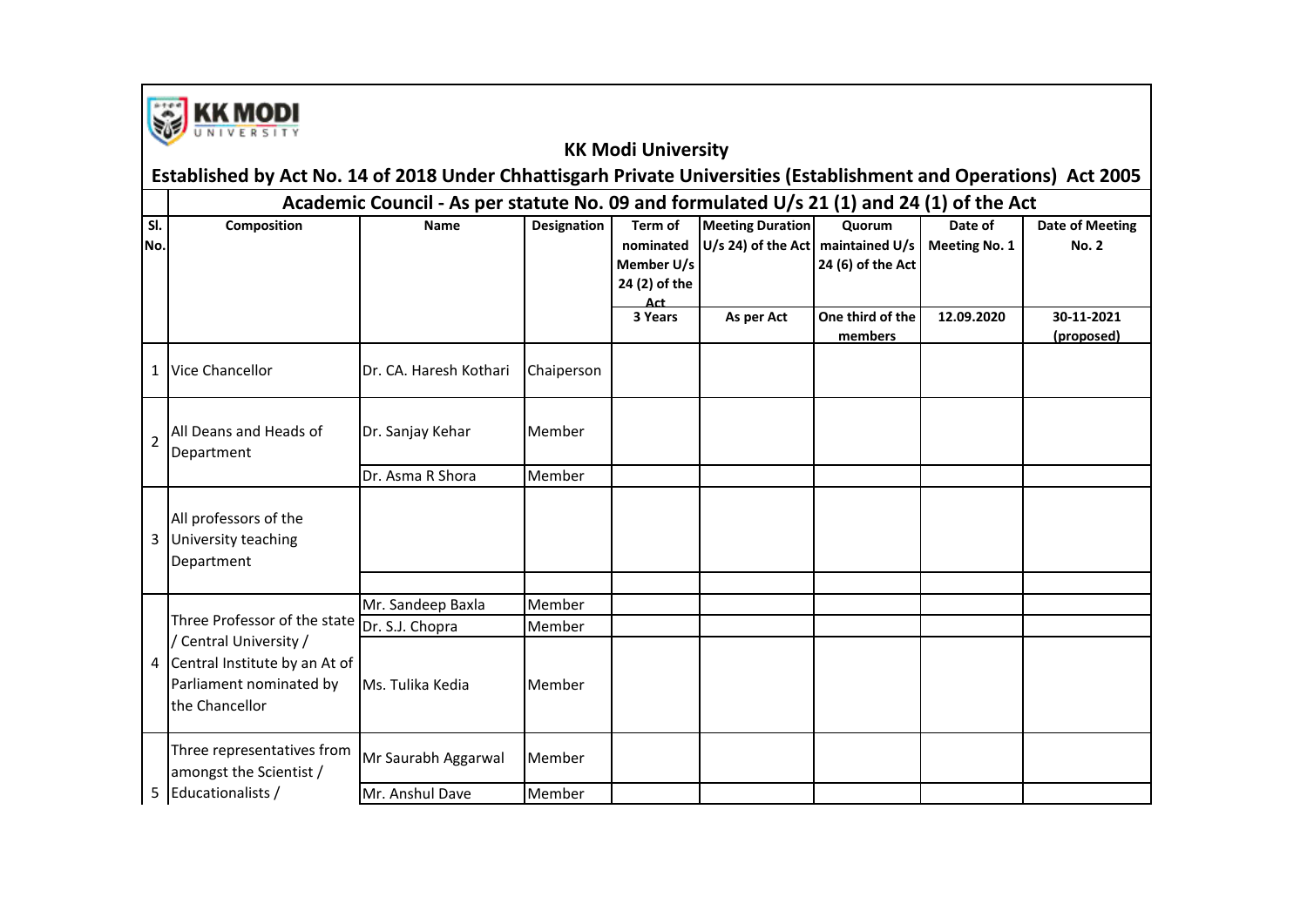## KK Modi University

**Established by Act No. 14 of 2018 Under Chhattisgarh Private Universities (Establishment and Operations) Act 2005**

**Academic Council - As per statute No. 09 and formulated U/s 21 (1) and 24 (1) of the Act**

| Sl. No. | Composition | Name | Designation | Term of nominated Member U/s 24 (2) of the Act | Meeting Duration U/s 24) of the Act | Quorum maintained U/s 24 (6) of the Act | Date of Meeting No. 1 | Date of Meeting No. 2 |
|---|---|---|---|---|---|---|---|---|
| | | | | 3 Years | As per Act | One third of the members | 12.09.2020 | 30-11-2021 (proposed) |
| 1 | Vice Chancellor | Dr. CA. Haresh Kothari | Chaiperson | | | | | |
| 2 | All Deans and Heads of Department | Dr. Sanjay Kehar | Member | | | | | |
| | | Dr. Asma R Shora | Member | | | | | |
| 3 | All professors of the University teaching Department | | | | | | | |
| | | | | | | | | |
| 4 | Three Professor of the state / Central University / Central Institute by an At of Parliament nominated by the Chancellor | Mr. Sandeep Baxla | Member | | | | | |
| | | Dr. S.J. Chopra | Member | | | | | |
| | | Ms. Tulika Kedia | Member | | | | | |
| 5 | Three representatives from amongst the Scientist / Educationalists / | Mr Saurabh Aggarwal | Member | | | | | |
| | | Mr. Anshul Dave | Member | | | | | |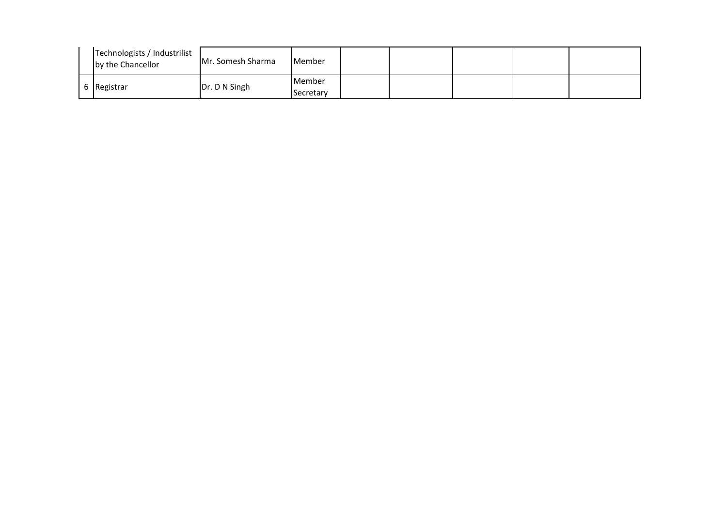|  |  |  |  |  |  |  |  |  |
|---|---|---|---|---|---|---|---|---|
|  | Technologists / Industrilist by the Chancellor | Mr. Somesh Sharma | Member |  |  |  |  |  |
| 6 | Registrar | Dr. D N Singh | Member Secretary |  |  |  |  |  |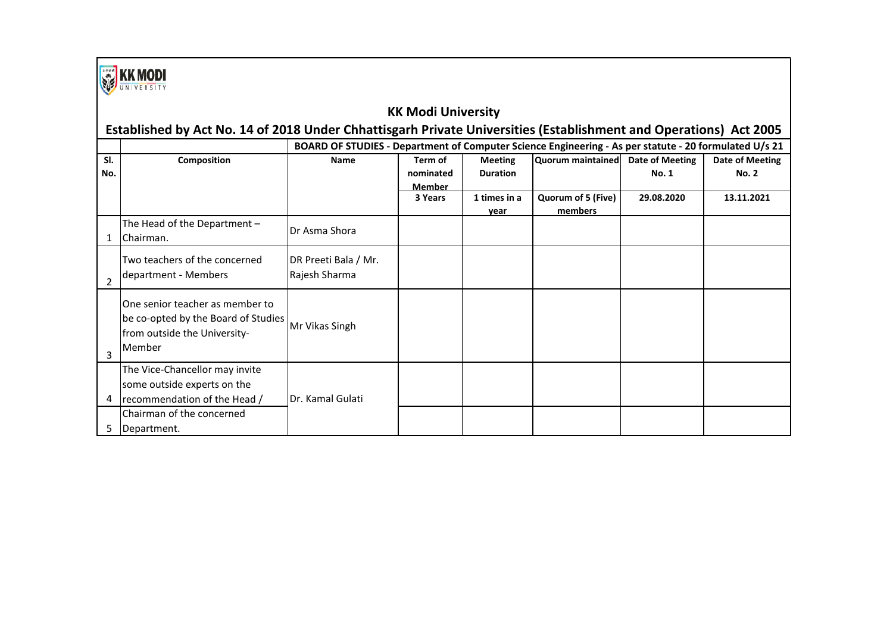KK MODI UNIVERSITY

# KK Modi University

## Established by Act No. 14 of 2018 Under Chhattisgarh Private Universities (Establishment and Operations) Act 2005

| | | BOARD OF STUDIES - Department of Computer Science Engineering - As per statute - 20 formulated U/s 21 | | | | | |
|---|---|---|---|---|---|---|---|
| **Sl. No.** | **Composition** | **Name** | **Term of nominated Member** | **Meeting Duration** | **Quorum maintained** | **Date of Meeting No. 1** | **Date of Meeting No. 2** |
| | | | **3 Years** | **1 times in a year** | **Quorum of 5 (Five) members** | **29.08.2020** | **13.11.2021** |
| 1 | The Head of the Department – Chairman. | Dr Asma Shora | | | | | |
| 2 | Two teachers of the concerned department - Members | DR Preeti Bala / Mr. Rajesh Sharma | | | | | |
| 3 | One senior teacher as member to be co-opted by the Board of Studies from outside the University- Member | Mr Vikas Singh | | | | | |
| 4 | The Vice-Chancellor may invite some outside experts on the recommendation of the Head / | Dr. Kamal Gulati | | | | | |
| 5 | Chairman of the concerned Department. | | | | | | |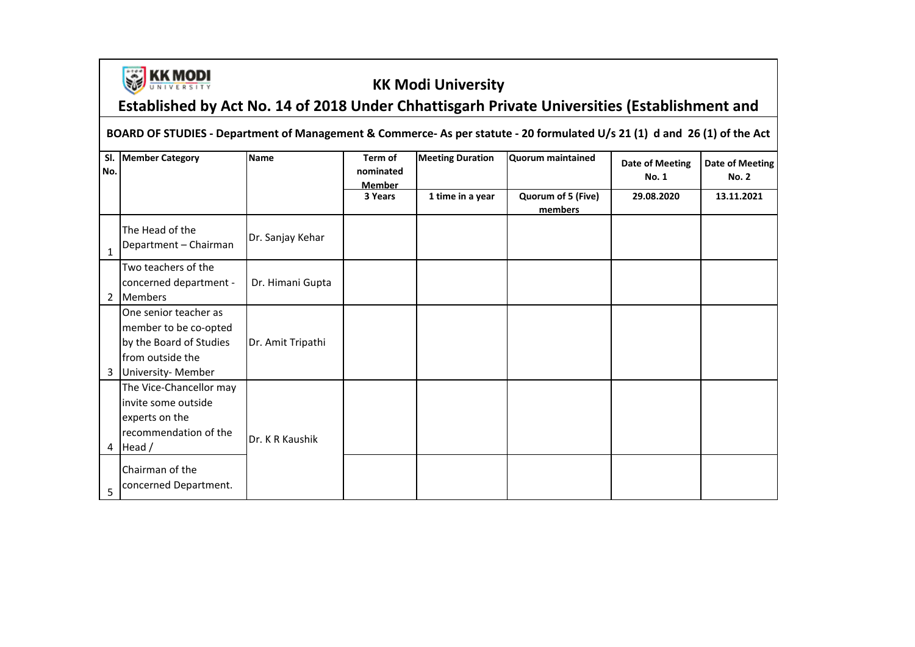## KK Modi University

### Established by Act No. 14 of 2018 Under Chhattisgarh Private Universities (Establishment and

**BOARD OF STUDIES - Department of Management & Commerce- As per statute - 20 formulated U/s 21 (1) d and 26 (1) of the Act**

| Sl. No. | Member Category | Name | Term of nominated Member | Meeting Duration | Quorum maintained | Date of Meeting No. 1 | Date of Meeting No. 2 |
|---|---|---|---|---|---|---|---|
| | | | 3 Years | 1 time in a year | Quorum of 5 (Five) members | 29.08.2020 | 13.11.2021 |
| 1 | The Head of the Department – Chairman | Dr. Sanjay Kehar | | | | | |
| 2 | Two teachers of the concerned department - Members | Dr. Himani Gupta | | | | | |
| 3 | One senior teacher as member to be co-opted by the Board of Studies from outside the University- Member | Dr. Amit Tripathi | | | | | |
| 4 | The Vice-Chancellor may invite some outside experts on the recommendation of the Head / | Dr. K R Kaushik | | | | | |
| 5 | Chairman of the concerned Department. | | | | | | |